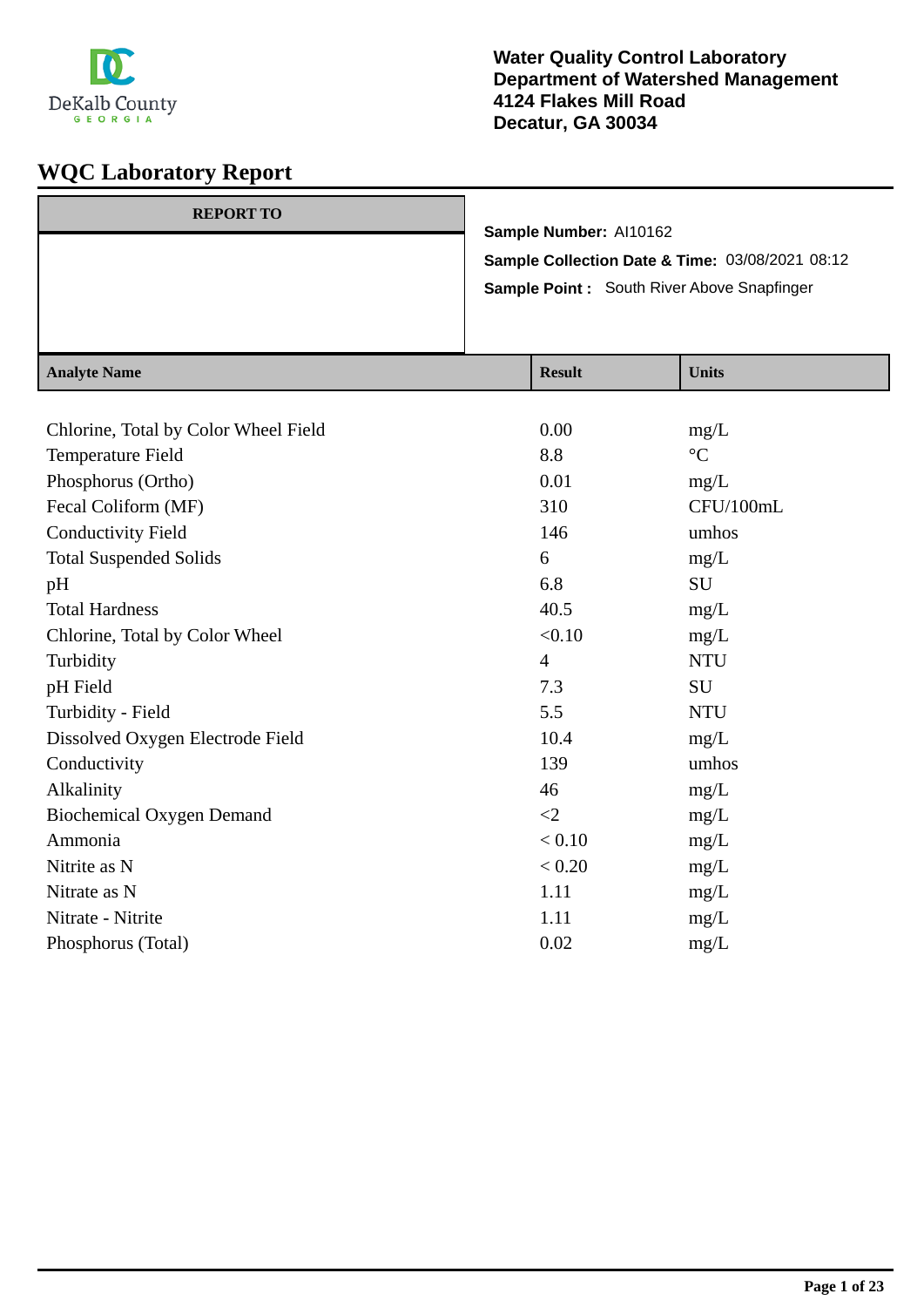DeKalb County
GEORGIA

**Water Quality Control Laboratory**
**Department of Watershed Management**
**4124 Flakes Mill Road**
**Decatur, GA 30034**

# WQC Laboratory Report

| REPORT TO |
|---|
| |

**Sample Number:** AI10162
**Sample Collection Date & Time:** 03/08/2021 08:12
**Sample Point :** South River Above Snapfinger

| Analyte Name | Result | Units |
|---|---|---|
| Chlorine, Total by Color Wheel Field | 0.00 | mg/L |
| Temperature Field | 8.8 | °C |
| Phosphorus (Ortho) | 0.01 | mg/L |
| Fecal Coliform (MF) | 310 | CFU/100mL |
| Conductivity Field | 146 | umhos |
| Total Suspended Solids | 6 | mg/L |
| pH | 6.8 | SU |
| Total Hardness | 40.5 | mg/L |
| Chlorine, Total by Color Wheel | <0.10 | mg/L |
| Turbidity | 4 | NTU |
| pH Field | 7.3 | SU |
| Turbidity - Field | 5.5 | NTU |
| Dissolved Oxygen Electrode Field | 10.4 | mg/L |
| Conductivity | 139 | umhos |
| Alkalinity | 46 | mg/L |
| Biochemical Oxygen Demand | <2 | mg/L |
| Ammonia | < 0.10 | mg/L |
| Nitrite as N | < 0.20 | mg/L |
| Nitrate as N | 1.11 | mg/L |
| Nitrate - Nitrite | 1.11 | mg/L |
| Phosphorus (Total) | 0.02 | mg/L |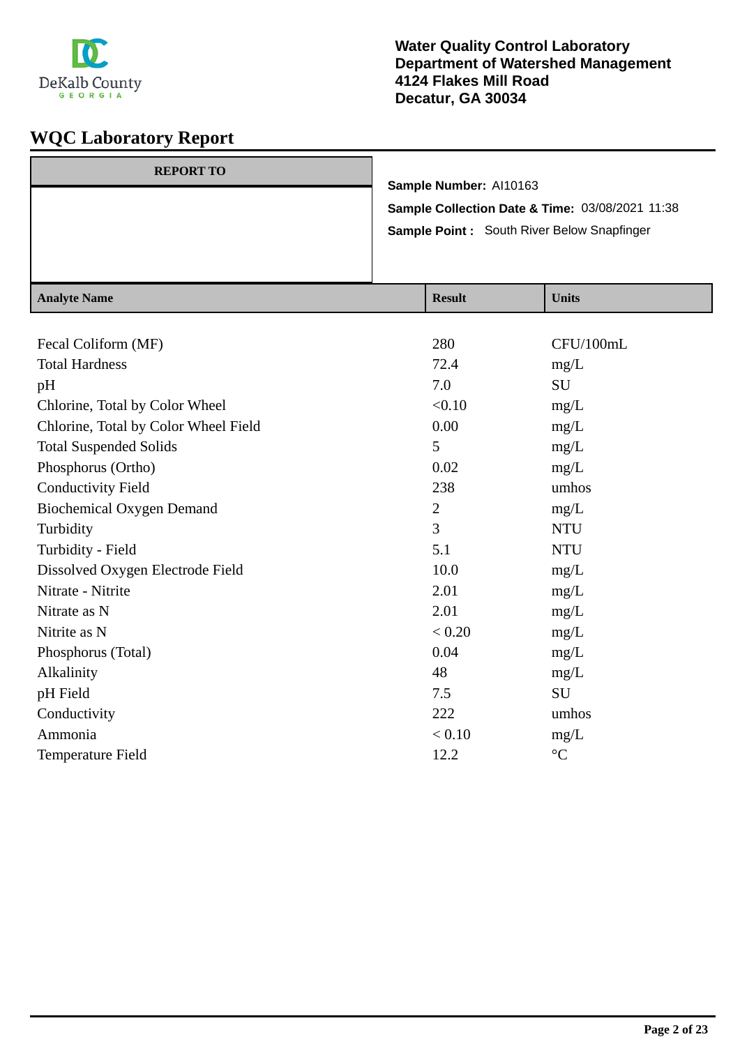**Water Quality Control Laboratory**
**Department of Watershed Management**
**4124 Flakes Mill Road**
**Decatur, GA 30034**

# WQC Laboratory Report

| REPORT TO |
| --- |
| |

**Sample Number:** AI10163

**Sample Collection Date & Time:** 03/08/2021 11:38

**Sample Point :** South River Below Snapfinger

| Analyte Name | Result | Units |
| --- | --- | --- |
| Fecal Coliform (MF) | 280 | CFU/100mL |
| Total Hardness | 72.4 | mg/L |
| pH | 7.0 | SU |
| Chlorine, Total by Color Wheel | <0.10 | mg/L |
| Chlorine, Total by Color Wheel Field | 0.00 | mg/L |
| Total Suspended Solids | 5 | mg/L |
| Phosphorus (Ortho) | 0.02 | mg/L |
| Conductivity Field | 238 | umhos |
| Biochemical Oxygen Demand | 2 | mg/L |
| Turbidity | 3 | NTU |
| Turbidity - Field | 5.1 | NTU |
| Dissolved Oxygen Electrode Field | 10.0 | mg/L |
| Nitrate - Nitrite | 2.01 | mg/L |
| Nitrate as N | 2.01 | mg/L |
| Nitrite as N | < 0.20 | mg/L |
| Phosphorus (Total) | 0.04 | mg/L |
| Alkalinity | 48 | mg/L |
| pH Field | 7.5 | SU |
| Conductivity | 222 | umhos |
| Ammonia | < 0.10 | mg/L |
| Temperature Field | 12.2 | °C |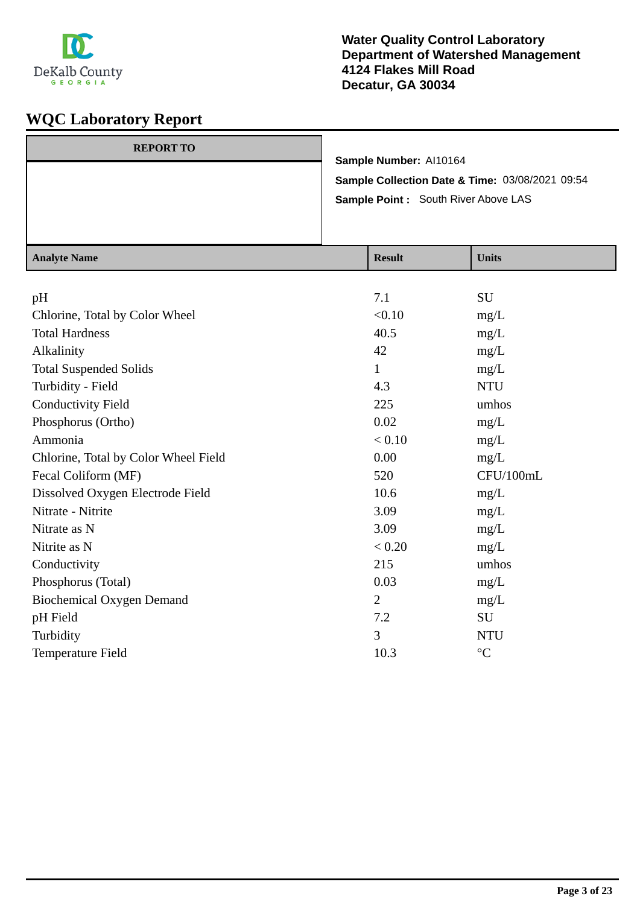**Water Quality Control Laboratory**
**Department of Watershed Management**
**4124 Flakes Mill Road**
**Decatur, GA 30034**

# WQC Laboratory Report

| REPORT TO |
| --- |
| |

**Sample Number:** AI10164

**Sample Collection Date & Time:** 03/08/2021 09:54

**Sample Point :** South River Above LAS

| Analyte Name | Result | Units |
| --- | --- | --- |
| pH | 7.1 | SU |
| Chlorine, Total by Color Wheel | <0.10 | mg/L |
| Total Hardness | 40.5 | mg/L |
| Alkalinity | 42 | mg/L |
| Total Suspended Solids | 1 | mg/L |
| Turbidity - Field | 4.3 | NTU |
| Conductivity Field | 225 | umhos |
| Phosphorus (Ortho) | 0.02 | mg/L |
| Ammonia | < 0.10 | mg/L |
| Chlorine, Total by Color Wheel Field | 0.00 | mg/L |
| Fecal Coliform (MF) | 520 | CFU/100mL |
| Dissolved Oxygen Electrode Field | 10.6 | mg/L |
| Nitrate - Nitrite | 3.09 | mg/L |
| Nitrate as N | 3.09 | mg/L |
| Nitrite as N | < 0.20 | mg/L |
| Conductivity | 215 | umhos |
| Phosphorus (Total) | 0.03 | mg/L |
| Biochemical Oxygen Demand | 2 | mg/L |
| pH Field | 7.2 | SU |
| Turbidity | 3 | NTU |
| Temperature Field | 10.3 | °C |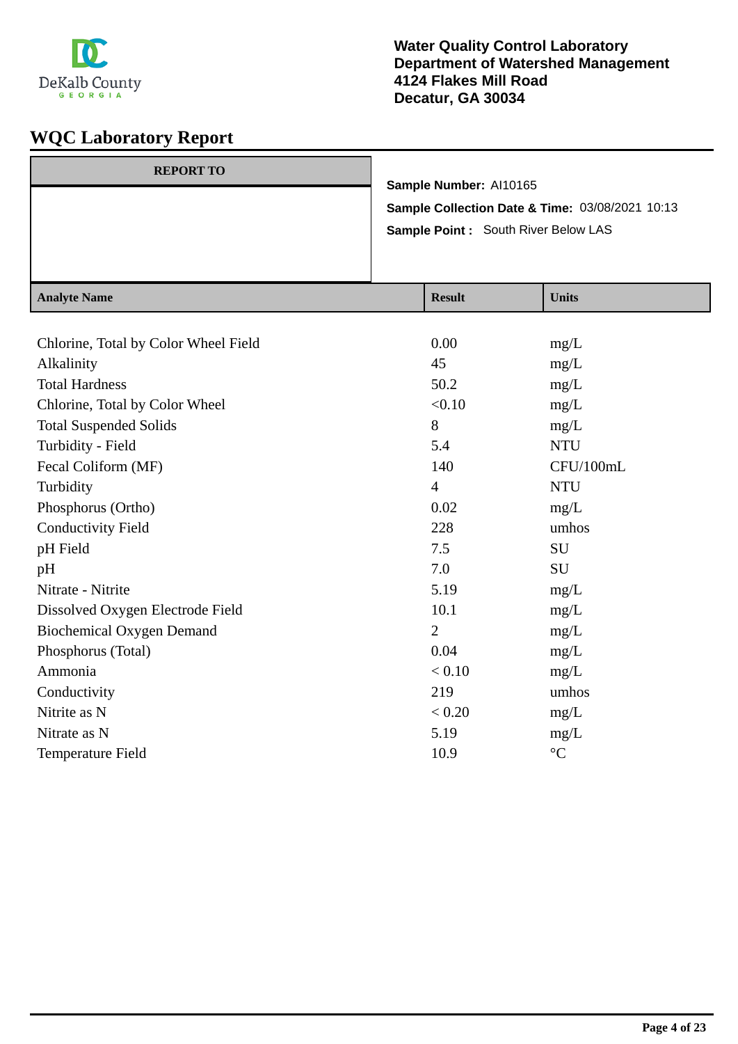**Water Quality Control Laboratory**
**Department of Watershed Management**
**4124 Flakes Mill Road**
**Decatur, GA 30034**

# WQC Laboratory Report

| REPORT TO |
|---|
| |

**Sample Number:** AI10165

**Sample Collection Date & Time:** 03/08/2021 10:13

**Sample Point :** South River Below LAS

| Analyte Name | Result | Units |
|---|---|---|
| Chlorine, Total by Color Wheel Field | 0.00 | mg/L |
| Alkalinity | 45 | mg/L |
| Total Hardness | 50.2 | mg/L |
| Chlorine, Total by Color Wheel | <0.10 | mg/L |
| Total Suspended Solids | 8 | mg/L |
| Turbidity - Field | 5.4 | NTU |
| Fecal Coliform (MF) | 140 | CFU/100mL |
| Turbidity | 4 | NTU |
| Phosphorus (Ortho) | 0.02 | mg/L |
| Conductivity Field | 228 | umhos |
| pH Field | 7.5 | SU |
| pH | 7.0 | SU |
| Nitrate - Nitrite | 5.19 | mg/L |
| Dissolved Oxygen Electrode Field | 10.1 | mg/L |
| Biochemical Oxygen Demand | 2 | mg/L |
| Phosphorus (Total) | 0.04 | mg/L |
| Ammonia | < 0.10 | mg/L |
| Conductivity | 219 | umhos |
| Nitrite as N | < 0.20 | mg/L |
| Nitrate as N | 5.19 | mg/L |
| Temperature Field | 10.9 | °C |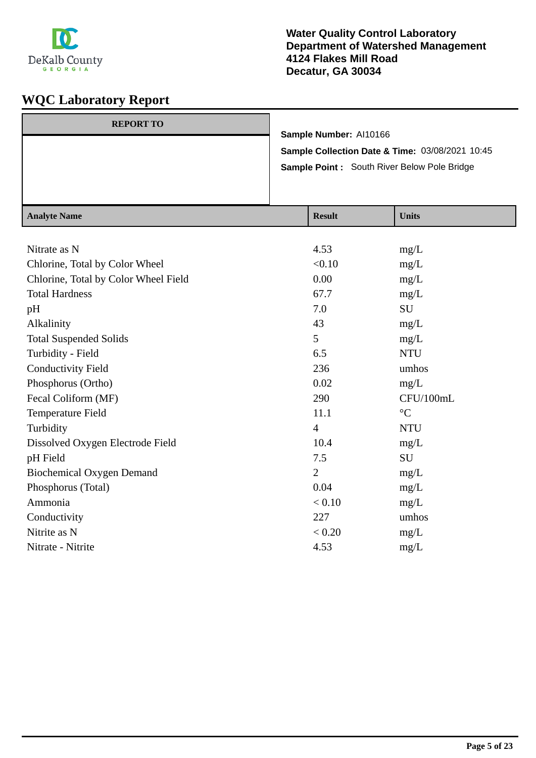**Water Quality Control Laboratory**
**Department of Watershed Management**
**4124 Flakes Mill Road**
**Decatur, GA 30034**

# WQC Laboratory Report

| REPORT TO |
|---|
| |

**Sample Number:** AI10166

**Sample Collection Date & Time:** 03/08/2021 10:45

**Sample Point :** South River Below Pole Bridge

| Analyte Name | Result | Units |
|---|---|---|
| Nitrate as N | 4.53 | mg/L |
| Chlorine, Total by Color Wheel | <0.10 | mg/L |
| Chlorine, Total by Color Wheel Field | 0.00 | mg/L |
| Total Hardness | 67.7 | mg/L |
| pH | 7.0 | SU |
| Alkalinity | 43 | mg/L |
| Total Suspended Solids | 5 | mg/L |
| Turbidity - Field | 6.5 | NTU |
| Conductivity Field | 236 | umhos |
| Phosphorus (Ortho) | 0.02 | mg/L |
| Fecal Coliform (MF) | 290 | CFU/100mL |
| Temperature Field | 11.1 | °C |
| Turbidity | 4 | NTU |
| Dissolved Oxygen Electrode Field | 10.4 | mg/L |
| pH Field | 7.5 | SU |
| Biochemical Oxygen Demand | 2 | mg/L |
| Phosphorus (Total) | 0.04 | mg/L |
| Ammonia | < 0.10 | mg/L |
| Conductivity | 227 | umhos |
| Nitrite as N | < 0.20 | mg/L |
| Nitrate - Nitrite | 4.53 | mg/L |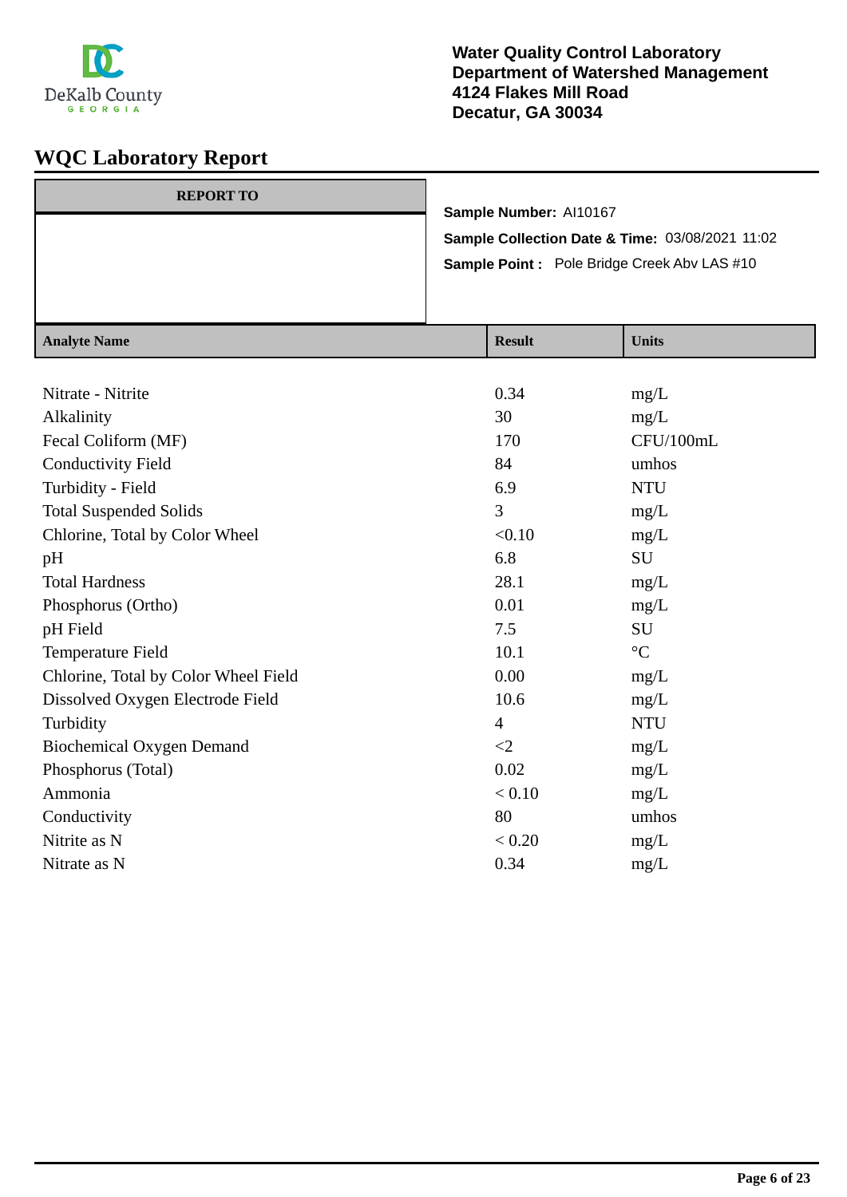DeKalb County GEORGIA

**Water Quality Control Laboratory**
**Department of Watershed Management**
**4124 Flakes Mill Road**
**Decatur, GA 30034**

# WQC Laboratory Report

| REPORT TO |
|---|
| |

**Sample Number:** AI10167

**Sample Collection Date & Time:** 03/08/2021 11:02

**Sample Point :** Pole Bridge Creek Abv LAS #10

| Analyte Name | Result | Units |
|---|---|---|
| Nitrate - Nitrite | 0.34 | mg/L |
| Alkalinity | 30 | mg/L |
| Fecal Coliform (MF) | 170 | CFU/100mL |
| Conductivity Field | 84 | umhos |
| Turbidity - Field | 6.9 | NTU |
| Total Suspended Solids | 3 | mg/L |
| Chlorine, Total by Color Wheel | <0.10 | mg/L |
| pH | 6.8 | SU |
| Total Hardness | 28.1 | mg/L |
| Phosphorus (Ortho) | 0.01 | mg/L |
| pH Field | 7.5 | SU |
| Temperature Field | 10.1 | °C |
| Chlorine, Total by Color Wheel Field | 0.00 | mg/L |
| Dissolved Oxygen Electrode Field | 10.6 | mg/L |
| Turbidity | 4 | NTU |
| Biochemical Oxygen Demand | <2 | mg/L |
| Phosphorus (Total) | 0.02 | mg/L |
| Ammonia | < 0.10 | mg/L |
| Conductivity | 80 | umhos |
| Nitrite as N | < 0.20 | mg/L |
| Nitrate as N | 0.34 | mg/L |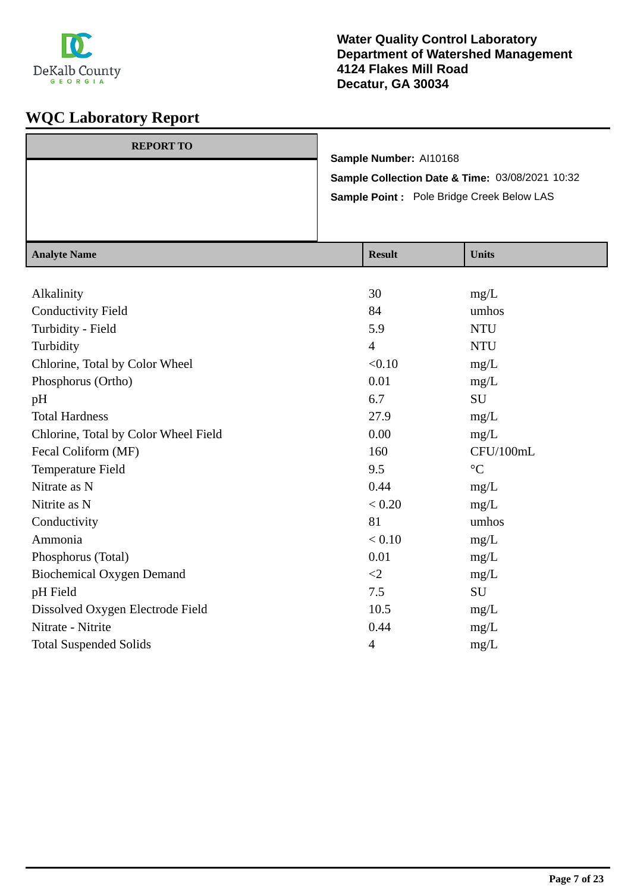**Water Quality Control Laboratory**
**Department of Watershed Management**
**4124 Flakes Mill Road**
**Decatur, GA 30034**

# WQC Laboratory Report

| REPORT TO |
|---|
| |

**Sample Number:** AI10168

**Sample Collection Date & Time:** 03/08/2021 10:32

**Sample Point :** Pole Bridge Creek Below LAS

| Analyte Name | Result | Units |
|---|---|---|
| Alkalinity | 30 | mg/L |
| Conductivity Field | 84 | umhos |
| Turbidity - Field | 5.9 | NTU |
| Turbidity | 4 | NTU |
| Chlorine, Total by Color Wheel | <0.10 | mg/L |
| Phosphorus (Ortho) | 0.01 | mg/L |
| pH | 6.7 | SU |
| Total Hardness | 27.9 | mg/L |
| Chlorine, Total by Color Wheel Field | 0.00 | mg/L |
| Fecal Coliform (MF) | 160 | CFU/100mL |
| Temperature Field | 9.5 | °C |
| Nitrate as N | 0.44 | mg/L |
| Nitrite as N | < 0.20 | mg/L |
| Conductivity | 81 | umhos |
| Ammonia | < 0.10 | mg/L |
| Phosphorus (Total) | 0.01 | mg/L |
| Biochemical Oxygen Demand | <2 | mg/L |
| pH Field | 7.5 | SU |
| Dissolved Oxygen Electrode Field | 10.5 | mg/L |
| Nitrate - Nitrite | 0.44 | mg/L |
| Total Suspended Solids | 4 | mg/L |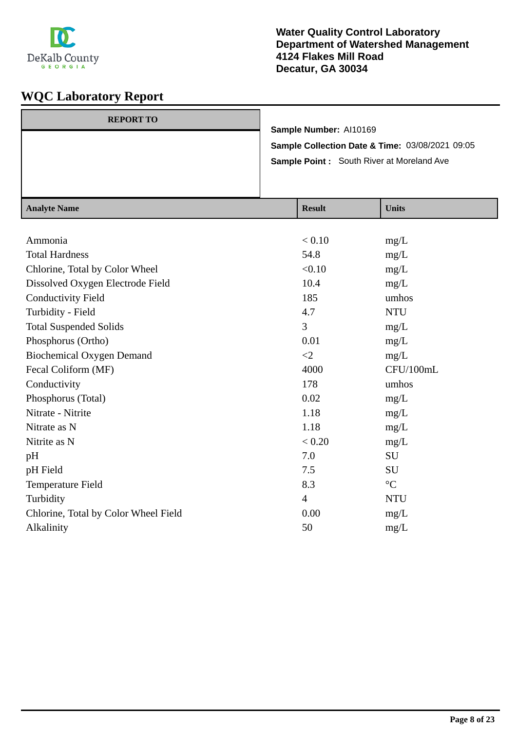Water Quality Control Laboratory
Department of Watershed Management
4124 Flakes Mill Road
Decatur, GA 30034

# WQC Laboratory Report

**REPORT TO**

**Sample Number:** AI10169
**Sample Collection Date & Time:** 03/08/2021 09:05
**Sample Point :** South River at Moreland Ave

| Analyte Name | Result | Units |
|---|---|---|
| Ammonia | < 0.10 | mg/L |
| Total Hardness | 54.8 | mg/L |
| Chlorine, Total by Color Wheel | <0.10 | mg/L |
| Dissolved Oxygen Electrode Field | 10.4 | mg/L |
| Conductivity Field | 185 | umhos |
| Turbidity - Field | 4.7 | NTU |
| Total Suspended Solids | 3 | mg/L |
| Phosphorus (Ortho) | 0.01 | mg/L |
| Biochemical Oxygen Demand | <2 | mg/L |
| Fecal Coliform (MF) | 4000 | CFU/100mL |
| Conductivity | 178 | umhos |
| Phosphorus (Total) | 0.02 | mg/L |
| Nitrate - Nitrite | 1.18 | mg/L |
| Nitrate as N | 1.18 | mg/L |
| Nitrite as N | < 0.20 | mg/L |
| pH | 7.0 | SU |
| pH Field | 7.5 | SU |
| Temperature Field | 8.3 | °C |
| Turbidity | 4 | NTU |
| Chlorine, Total by Color Wheel Field | 0.00 | mg/L |
| Alkalinity | 50 | mg/L |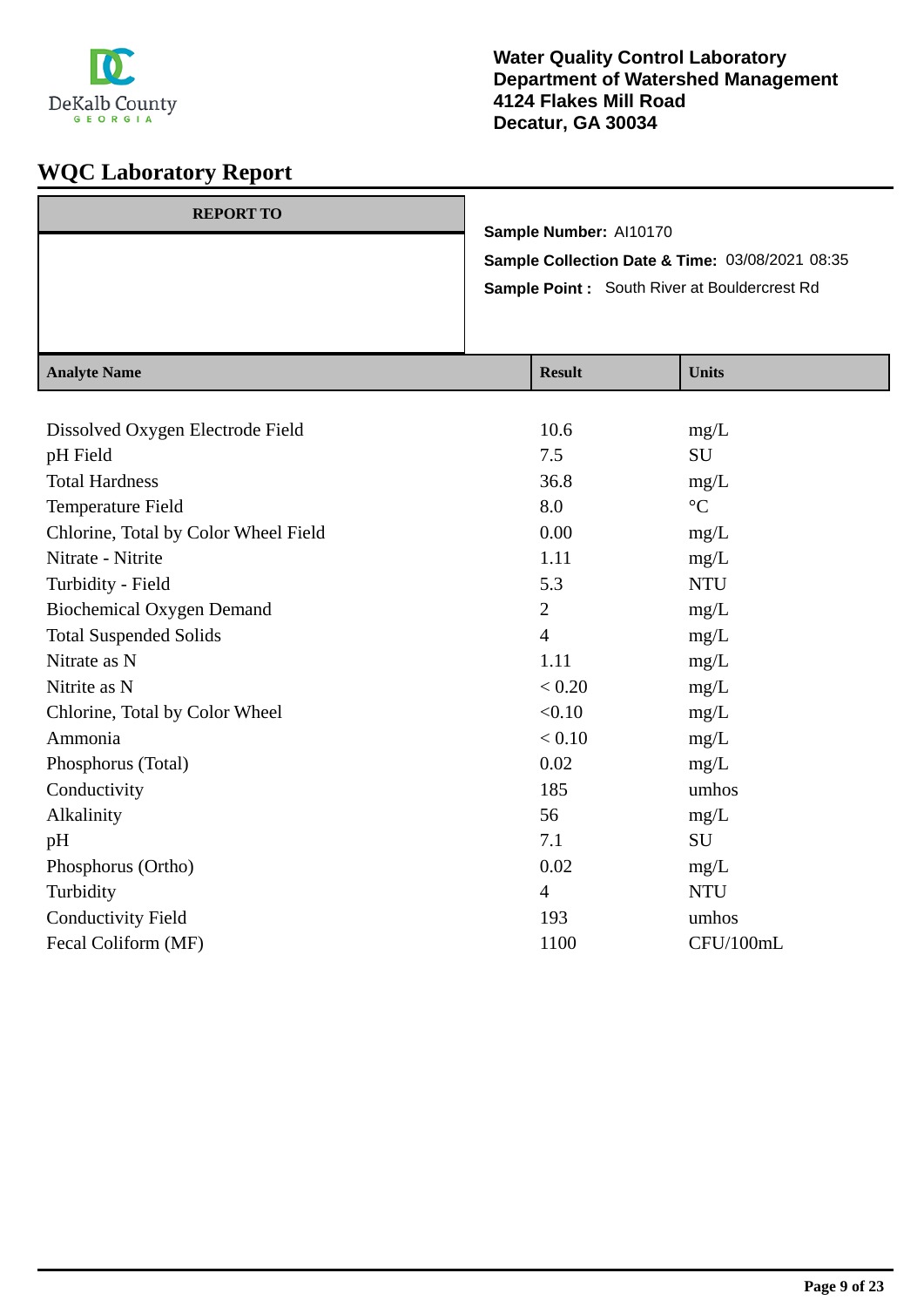DeKalb County
GEORGIA

**Water Quality Control Laboratory**
**Department of Watershed Management**
**4124 Flakes Mill Road**
**Decatur, GA 30034**

# WQC Laboratory Report

| REPORT TO |
|---|
| |

**Sample Number:** AI10170

**Sample Collection Date & Time:** 03/08/2021 08:35

**Sample Point :** South River at Bouldercrest Rd

| Analyte Name | Result | Units |
|---|---|---|
| Dissolved Oxygen Electrode Field | 10.6 | mg/L |
| pH Field | 7.5 | SU |
| Total Hardness | 36.8 | mg/L |
| Temperature Field | 8.0 | °C |
| Chlorine, Total by Color Wheel Field | 0.00 | mg/L |
| Nitrate - Nitrite | 1.11 | mg/L |
| Turbidity - Field | 5.3 | NTU |
| Biochemical Oxygen Demand | 2 | mg/L |
| Total Suspended Solids | 4 | mg/L |
| Nitrate as N | 1.11 | mg/L |
| Nitrite as N | < 0.20 | mg/L |
| Chlorine, Total by Color Wheel | <0.10 | mg/L |
| Ammonia | < 0.10 | mg/L |
| Phosphorus (Total) | 0.02 | mg/L |
| Conductivity | 185 | umhos |
| Alkalinity | 56 | mg/L |
| pH | 7.1 | SU |
| Phosphorus (Ortho) | 0.02 | mg/L |
| Turbidity | 4 | NTU |
| Conductivity Field | 193 | umhos |
| Fecal Coliform (MF) | 1100 | CFU/100mL |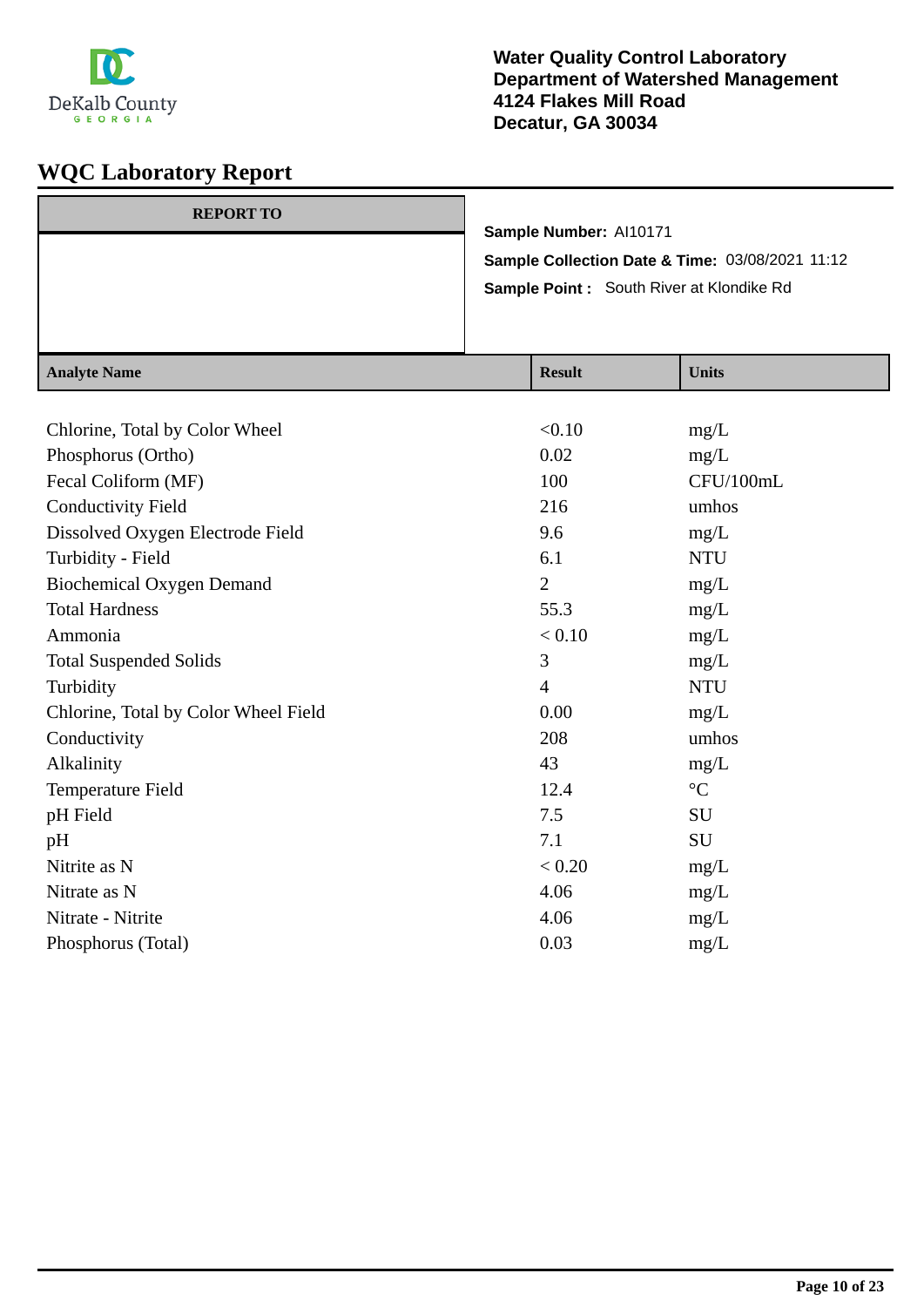DeKalb County
GEORGIA

**Water Quality Control Laboratory**
**Department of Watershed Management**
**4124 Flakes Mill Road**
**Decatur, GA 30034**

# WQC Laboratory Report

| REPORT TO |
| --- |
| |

**Sample Number:** AI10171

**Sample Collection Date & Time:** 03/08/2021 11:12

**Sample Point :** South River at Klondike Rd

| Analyte Name | Result | Units |
| --- | --- | --- |
| Chlorine, Total by Color Wheel | <0.10 | mg/L |
| Phosphorus (Ortho) | 0.02 | mg/L |
| Fecal Coliform (MF) | 100 | CFU/100mL |
| Conductivity Field | 216 | umhos |
| Dissolved Oxygen Electrode Field | 9.6 | mg/L |
| Turbidity - Field | 6.1 | NTU |
| Biochemical Oxygen Demand | 2 | mg/L |
| Total Hardness | 55.3 | mg/L |
| Ammonia | < 0.10 | mg/L |
| Total Suspended Solids | 3 | mg/L |
| Turbidity | 4 | NTU |
| Chlorine, Total by Color Wheel Field | 0.00 | mg/L |
| Conductivity | 208 | umhos |
| Alkalinity | 43 | mg/L |
| Temperature Field | 12.4 | °C |
| pH Field | 7.5 | SU |
| pH | 7.1 | SU |
| Nitrite as N | < 0.20 | mg/L |
| Nitrate as N | 4.06 | mg/L |
| Nitrate - Nitrite | 4.06 | mg/L |
| Phosphorus (Total) | 0.03 | mg/L |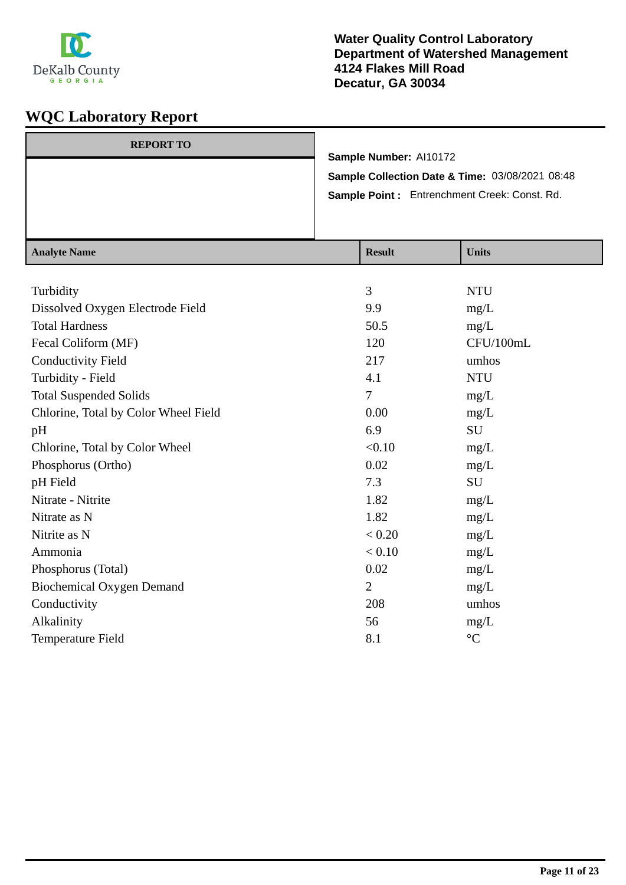DeKalb County
GEORGIA

**Water Quality Control Laboratory**
**Department of Watershed Management**
**4124 Flakes Mill Road**
**Decatur, GA 30034**

# WQC Laboratory Report

| REPORT TO |
| --- |
| |

**Sample Number:** AI10172

**Sample Collection Date & Time:** 03/08/2021 08:48

**Sample Point :** Entrenchment Creek: Const. Rd.

| Analyte Name | Result | Units |
| --- | --- | --- |
| Turbidity | 3 | NTU |
| Dissolved Oxygen Electrode Field | 9.9 | mg/L |
| Total Hardness | 50.5 | mg/L |
| Fecal Coliform (MF) | 120 | CFU/100mL |
| Conductivity Field | 217 | umhos |
| Turbidity - Field | 4.1 | NTU |
| Total Suspended Solids | 7 | mg/L |
| Chlorine, Total by Color Wheel Field | 0.00 | mg/L |
| pH | 6.9 | SU |
| Chlorine, Total by Color Wheel | <0.10 | mg/L |
| Phosphorus (Ortho) | 0.02 | mg/L |
| pH Field | 7.3 | SU |
| Nitrate - Nitrite | 1.82 | mg/L |
| Nitrate as N | 1.82 | mg/L |
| Nitrite as N | < 0.20 | mg/L |
| Ammonia | < 0.10 | mg/L |
| Phosphorus (Total) | 0.02 | mg/L |
| Biochemical Oxygen Demand | 2 | mg/L |
| Conductivity | 208 | umhos |
| Alkalinity | 56 | mg/L |
| Temperature Field | 8.1 | °C |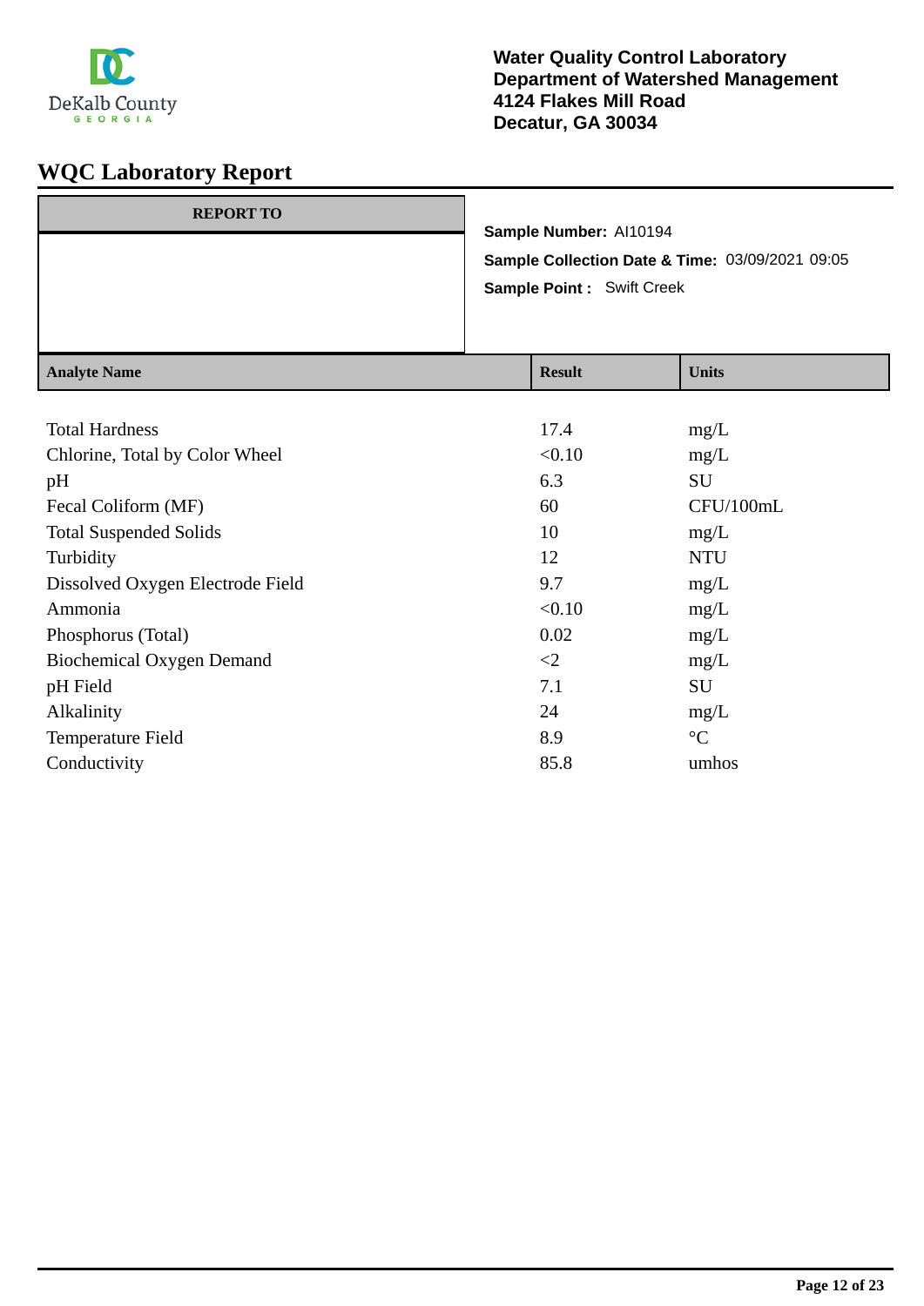**Water Quality Control Laboratory**
**Department of Watershed Management**
**4124 Flakes Mill Road**
**Decatur, GA 30034**

# WQC Laboratory Report

**REPORT TO**

**Sample Number:** AI10194

**Sample Collection Date & Time:** 03/09/2021 09:05

**Sample Point :** Swift Creek

| Analyte Name | Result | Units |
|---|---|---|
| Total Hardness | 17.4 | mg/L |
| Chlorine, Total by Color Wheel | <0.10 | mg/L |
| pH | 6.3 | SU |
| Fecal Coliform (MF) | 60 | CFU/100mL |
| Total Suspended Solids | 10 | mg/L |
| Turbidity | 12 | NTU |
| Dissolved Oxygen Electrode Field | 9.7 | mg/L |
| Ammonia | <0.10 | mg/L |
| Phosphorus (Total) | 0.02 | mg/L |
| Biochemical Oxygen Demand | <2 | mg/L |
| pH Field | 7.1 | SU |
| Alkalinity | 24 | mg/L |
| Temperature Field | 8.9 | °C |
| Conductivity | 85.8 | umhos |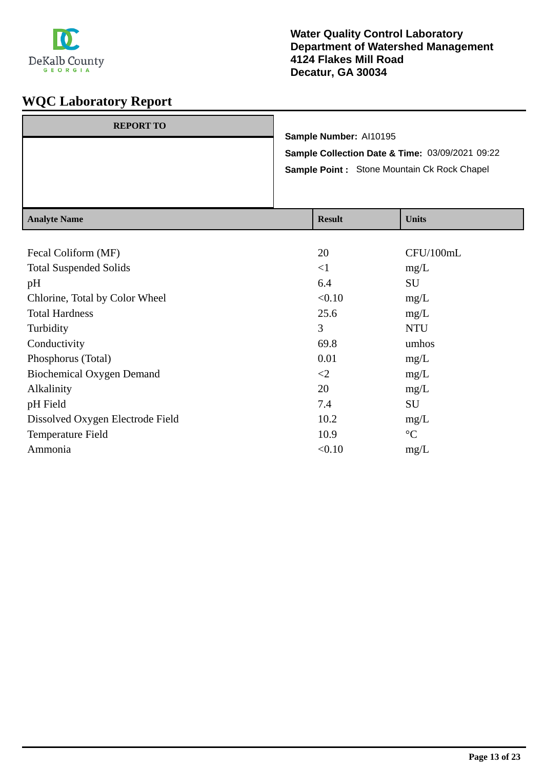**Water Quality Control Laboratory**
**Department of Watershed Management**
**4124 Flakes Mill Road**
**Decatur, GA 30034**

# WQC Laboratory Report

| REPORT TO |
|---|
| |

**Sample Number:** AI10195

**Sample Collection Date & Time:** 03/09/2021 09:22

**Sample Point :** Stone Mountain Ck Rock Chapel

| Analyte Name | Result | Units |
|---|---|---|
| Fecal Coliform (MF) | 20 | CFU/100mL |
| Total Suspended Solids | <1 | mg/L |
| pH | 6.4 | SU |
| Chlorine, Total by Color Wheel | <0.10 | mg/L |
| Total Hardness | 25.6 | mg/L |
| Turbidity | 3 | NTU |
| Conductivity | 69.8 | umhos |
| Phosphorus (Total) | 0.01 | mg/L |
| Biochemical Oxygen Demand | <2 | mg/L |
| Alkalinity | 20 | mg/L |
| pH Field | 7.4 | SU |
| Dissolved Oxygen Electrode Field | 10.2 | mg/L |
| Temperature Field | 10.9 | °C |
| Ammonia | <0.10 | mg/L |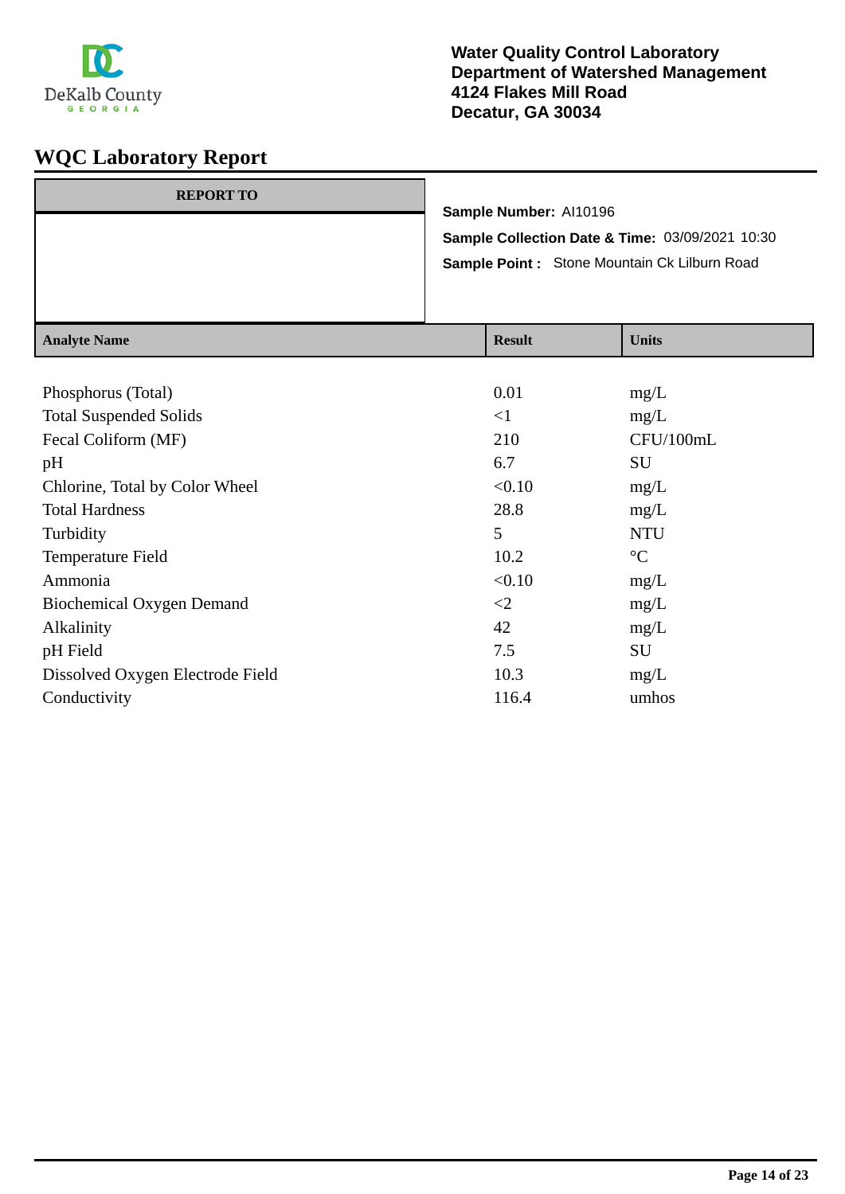**Water Quality Control Laboratory**
**Department of Watershed Management**
**4124 Flakes Mill Road**
**Decatur, GA 30034**

# WQC Laboratory Report

| REPORT TO |
|---|
| |

**Sample Number:** AI10196
**Sample Collection Date & Time:** 03/09/2021 10:30
**Sample Point :** Stone Mountain Ck Lilburn Road

| Analyte Name | Result | Units |
|---|---|---|
| Phosphorus (Total) | 0.01 | mg/L |
| Total Suspended Solids | <1 | mg/L |
| Fecal Coliform (MF) | 210 | CFU/100mL |
| pH | 6.7 | SU |
| Chlorine, Total by Color Wheel | <0.10 | mg/L |
| Total Hardness | 28.8 | mg/L |
| Turbidity | 5 | NTU |
| Temperature Field | 10.2 | °C |
| Ammonia | <0.10 | mg/L |
| Biochemical Oxygen Demand | <2 | mg/L |
| Alkalinity | 42 | mg/L |
| pH Field | 7.5 | SU |
| Dissolved Oxygen Electrode Field | 10.3 | mg/L |
| Conductivity | 116.4 | umhos |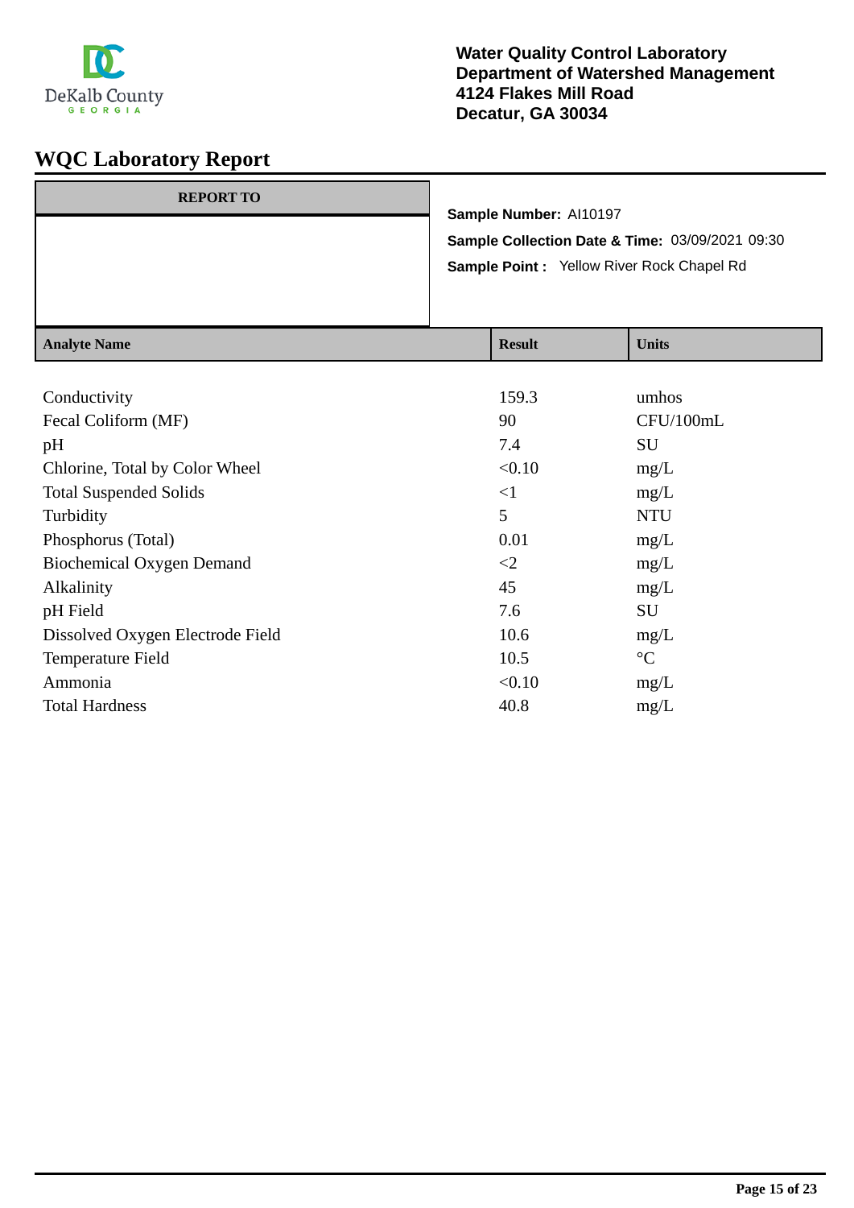DeKalb County
GEORGIA

**Water Quality Control Laboratory**
**Department of Watershed Management**
**4124 Flakes Mill Road**
**Decatur, GA 30034**

# WQC Laboratory Report

| REPORT TO |
|---|
| |

**Sample Number:** AI10197

**Sample Collection Date & Time:** 03/09/2021 09:30

**Sample Point :** Yellow River Rock Chapel Rd

| Analyte Name | Result | Units |
|---|---|---|
| Conductivity | 159.3 | umhos |
| Fecal Coliform (MF) | 90 | CFU/100mL |
| pH | 7.4 | SU |
| Chlorine, Total by Color Wheel | <0.10 | mg/L |
| Total Suspended Solids | <1 | mg/L |
| Turbidity | 5 | NTU |
| Phosphorus (Total) | 0.01 | mg/L |
| Biochemical Oxygen Demand | <2 | mg/L |
| Alkalinity | 45 | mg/L |
| pH Field | 7.6 | SU |
| Dissolved Oxygen Electrode Field | 10.6 | mg/L |
| Temperature Field | 10.5 | °C |
| Ammonia | <0.10 | mg/L |
| Total Hardness | 40.8 | mg/L |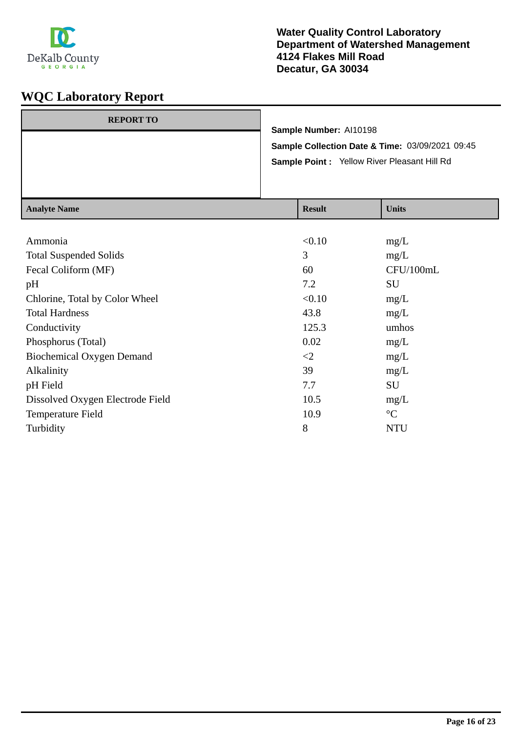**Water Quality Control Laboratory**
**Department of Watershed Management**
**4124 Flakes Mill Road**
**Decatur, GA 30034**

# WQC Laboratory Report

| REPORT TO |
|---|
| |

**Sample Number:** AI10198

**Sample Collection Date & Time:** 03/09/2021 09:45

**Sample Point :** Yellow River Pleasant Hill Rd

| Analyte Name | Result | Units |
|---|---|---|
| Ammonia | <0.10 | mg/L |
| Total Suspended Solids | 3 | mg/L |
| Fecal Coliform (MF) | 60 | CFU/100mL |
| pH | 7.2 | SU |
| Chlorine, Total by Color Wheel | <0.10 | mg/L |
| Total Hardness | 43.8 | mg/L |
| Conductivity | 125.3 | umhos |
| Phosphorus (Total) | 0.02 | mg/L |
| Biochemical Oxygen Demand | <2 | mg/L |
| Alkalinity | 39 | mg/L |
| pH Field | 7.7 | SU |
| Dissolved Oxygen Electrode Field | 10.5 | mg/L |
| Temperature Field | 10.9 | °C |
| Turbidity | 8 | NTU |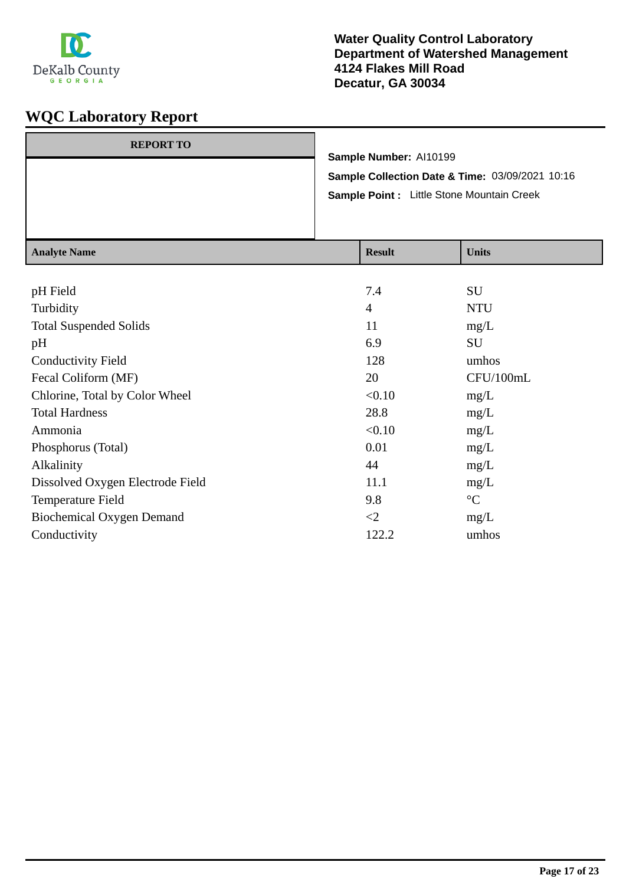**Water Quality Control Laboratory**
**Department of Watershed Management**
**4124 Flakes Mill Road**
**Decatur, GA 30034**

# WQC Laboratory Report

| REPORT TO |
|---|
| |

**Sample Number:** AI10199

**Sample Collection Date & Time:** 03/09/2021 10:16

**Sample Point :** Little Stone Mountain Creek

| Analyte Name | Result | Units |
|---|---|---|
| pH Field | 7.4 | SU |
| Turbidity | 4 | NTU |
| Total Suspended Solids | 11 | mg/L |
| pH | 6.9 | SU |
| Conductivity Field | 128 | umhos |
| Fecal Coliform (MF) | 20 | CFU/100mL |
| Chlorine, Total by Color Wheel | <0.10 | mg/L |
| Total Hardness | 28.8 | mg/L |
| Ammonia | <0.10 | mg/L |
| Phosphorus (Total) | 0.01 | mg/L |
| Alkalinity | 44 | mg/L |
| Dissolved Oxygen Electrode Field | 11.1 | mg/L |
| Temperature Field | 9.8 | °C |
| Biochemical Oxygen Demand | <2 | mg/L |
| Conductivity | 122.2 | umhos |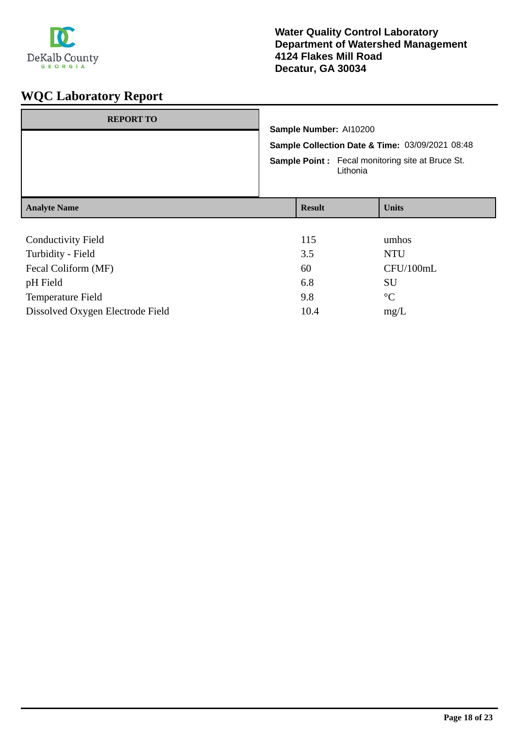Water Quality Control Laboratory
Department of Watershed Management
4124 Flakes Mill Road
Decatur, GA 30034

# WQC Laboratory Report

**REPORT TO**

**Sample Number:** AI10200

**Sample Collection Date & Time:** 03/09/2021 08:48

**Sample Point :** Fecal monitoring site at Bruce St. Lithonia

| Analyte Name | Result | Units |
|---|---|---|
| Conductivity Field | 115 | umhos |
| Turbidity - Field | 3.5 | NTU |
| Fecal Coliform (MF) | 60 | CFU/100mL |
| pH Field | 6.8 | SU |
| Temperature Field | 9.8 | °C |
| Dissolved Oxygen Electrode Field | 10.4 | mg/L |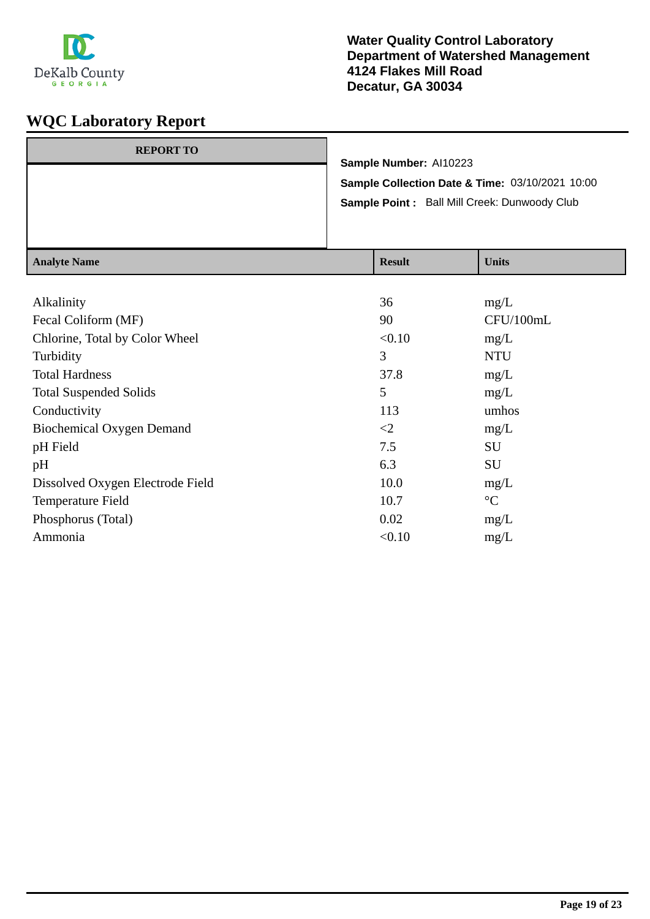Water Quality Control Laboratory
Department of Watershed Management
4124 Flakes Mill Road
Decatur, GA 30034

# WQC Laboratory Report

| REPORT TO |
|---|
| |

**Sample Number:** AI10223

**Sample Collection Date & Time:** 03/10/2021 10:00

**Sample Point :** Ball Mill Creek: Dunwoody Club

| Analyte Name | Result | Units |
|---|---|---|
| Alkalinity | 36 | mg/L |
| Fecal Coliform (MF) | 90 | CFU/100mL |
| Chlorine, Total by Color Wheel | <0.10 | mg/L |
| Turbidity | 3 | NTU |
| Total Hardness | 37.8 | mg/L |
| Total Suspended Solids | 5 | mg/L |
| Conductivity | 113 | umhos |
| Biochemical Oxygen Demand | <2 | mg/L |
| pH Field | 7.5 | SU |
| pH | 6.3 | SU |
| Dissolved Oxygen Electrode Field | 10.0 | mg/L |
| Temperature Field | 10.7 | °C |
| Phosphorus (Total) | 0.02 | mg/L |
| Ammonia | <0.10 | mg/L |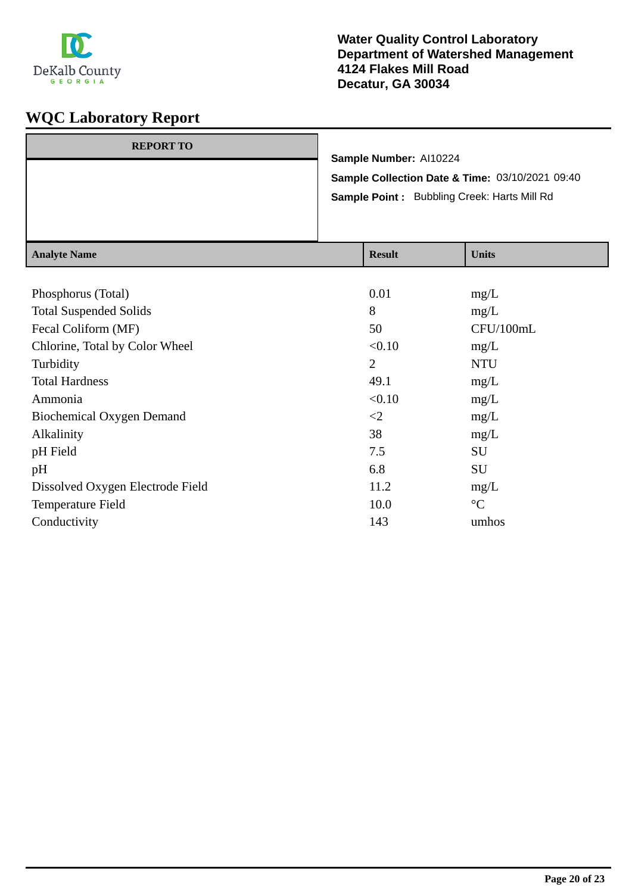DeKalb County
GEORGIA

**Water Quality Control Laboratory**
**Department of Watershed Management**
**4124 Flakes Mill Road**
**Decatur, GA 30034**

# WQC Laboratory Report

| REPORT TO |
|---|
| |

**Sample Number:** AI10224

**Sample Collection Date & Time:** 03/10/2021 09:40

**Sample Point :** Bubbling Creek: Harts Mill Rd

| Analyte Name | Result | Units |
|---|---|---|
| Phosphorus (Total) | 0.01 | mg/L |
| Total Suspended Solids | 8 | mg/L |
| Fecal Coliform (MF) | 50 | CFU/100mL |
| Chlorine, Total by Color Wheel | <0.10 | mg/L |
| Turbidity | 2 | NTU |
| Total Hardness | 49.1 | mg/L |
| Ammonia | <0.10 | mg/L |
| Biochemical Oxygen Demand | <2 | mg/L |
| Alkalinity | 38 | mg/L |
| pH Field | 7.5 | SU |
| pH | 6.8 | SU |
| Dissolved Oxygen Electrode Field | 11.2 | mg/L |
| Temperature Field | 10.0 | °C |
| Conductivity | 143 | umhos |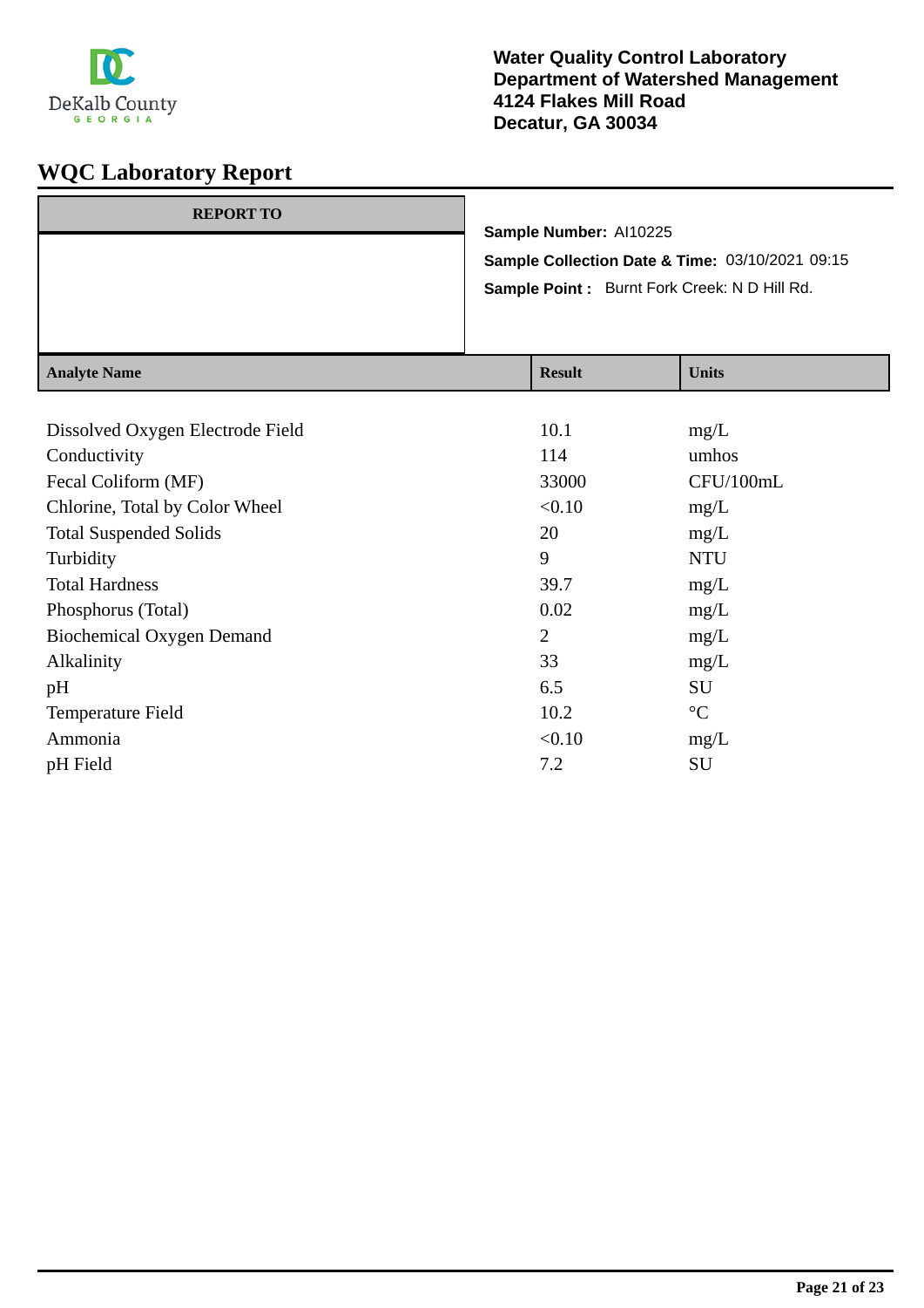DeKalb County GEORGIA

**Water Quality Control Laboratory**
**Department of Watershed Management**
**4124 Flakes Mill Road**
**Decatur, GA 30034**

# WQC Laboratory Report

| REPORT TO |
|---|
| |

**Sample Number:** AI10225

**Sample Collection Date & Time:** 03/10/2021 09:15

**Sample Point :** Burnt Fork Creek: N D Hill Rd.

| Analyte Name | Result | Units |
|---|---|---|
| Dissolved Oxygen Electrode Field | 10.1 | mg/L |
| Conductivity | 114 | umhos |
| Fecal Coliform (MF) | 33000 | CFU/100mL |
| Chlorine, Total by Color Wheel | <0.10 | mg/L |
| Total Suspended Solids | 20 | mg/L |
| Turbidity | 9 | NTU |
| Total Hardness | 39.7 | mg/L |
| Phosphorus (Total) | 0.02 | mg/L |
| Biochemical Oxygen Demand | 2 | mg/L |
| Alkalinity | 33 | mg/L |
| pH | 6.5 | SU |
| Temperature Field | 10.2 | °C |
| Ammonia | <0.10 | mg/L |
| pH Field | 7.2 | SU |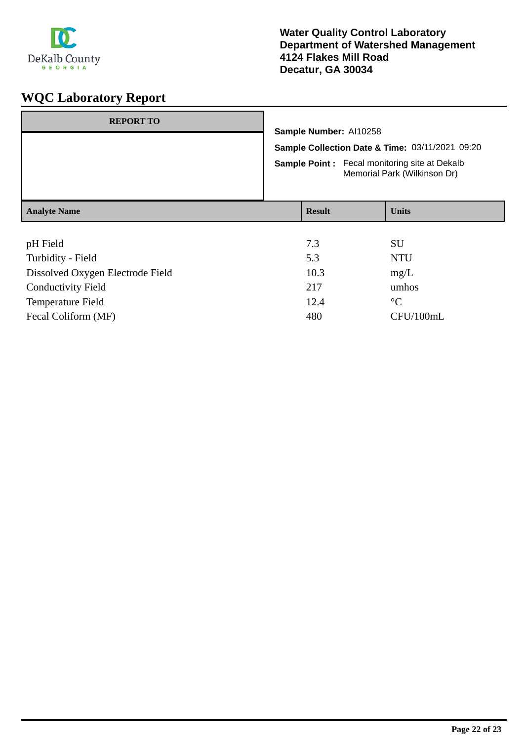DeKalb County
GEORGIA

**Water Quality Control Laboratory**
**Department of Watershed Management**
**4124 Flakes Mill Road**
**Decatur, GA 30034**

# WQC Laboratory Report

| REPORT TO |
|---|
| |

**Sample Number:** AI10258

**Sample Collection Date & Time:** 03/11/2021 09:20

**Sample Point :** Fecal monitoring site at Dekalb Memorial Park (Wilkinson Dr)

| Analyte Name | Result | Units |
|---|---|---|
| pH Field | 7.3 | SU |
| Turbidity - Field | 5.3 | NTU |
| Dissolved Oxygen Electrode Field | 10.3 | mg/L |
| Conductivity Field | 217 | umhos |
| Temperature Field | 12.4 | °C |
| Fecal Coliform (MF) | 480 | CFU/100mL |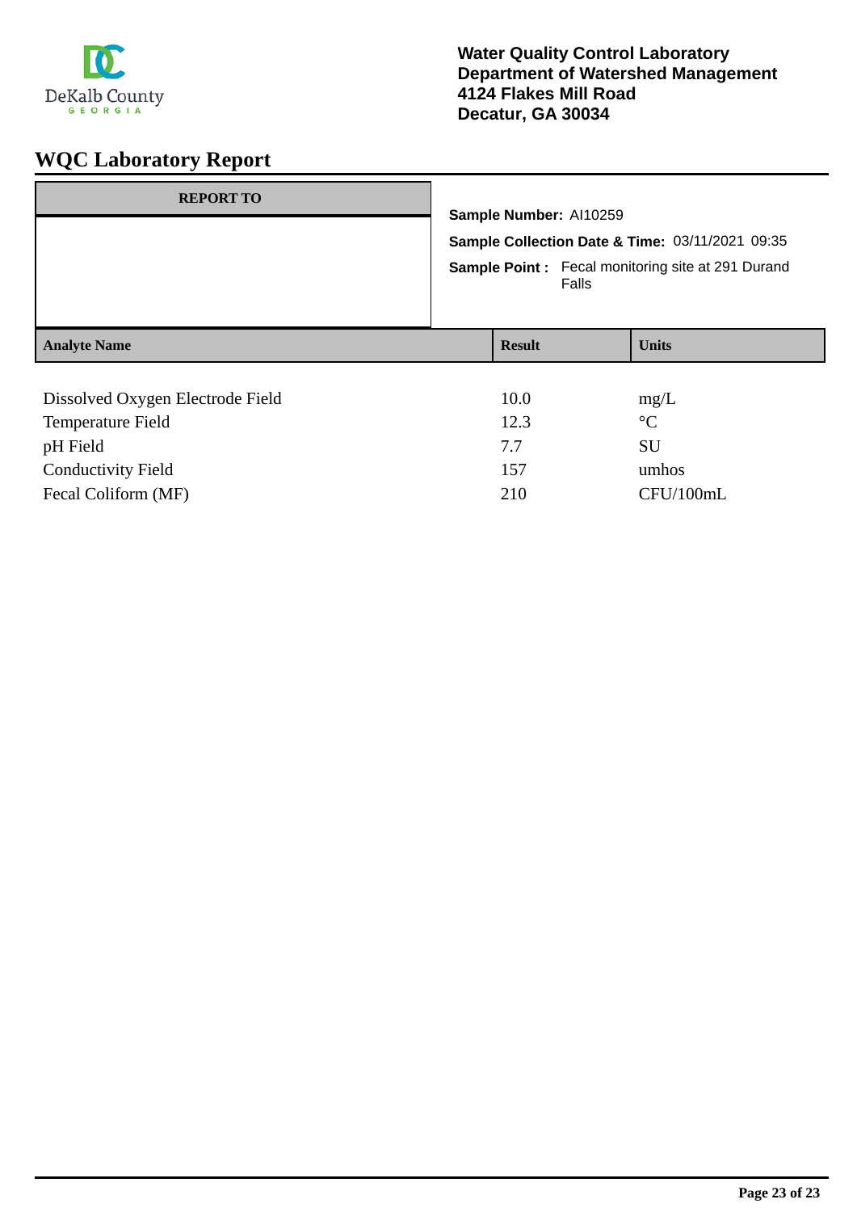Water Quality Control Laboratory
Department of Watershed Management
4124 Flakes Mill Road
Decatur, GA 30034

# WQC Laboratory Report

| REPORT TO | |
| --- | --- |
| | **Sample Number:** AI10259 <br> **Sample Collection Date & Time:** 03/11/2021 09:35 <br> **Sample Point :** Fecal monitoring site at 291 Durand Falls |

| Analyte Name | Result | Units |
| --- | --- | --- |
| Dissolved Oxygen Electrode Field | 10.0 | mg/L |
| Temperature Field | 12.3 | °C |
| pH Field | 7.7 | SU |
| Conductivity Field | 157 | umhos |
| Fecal Coliform (MF) | 210 | CFU/100mL |